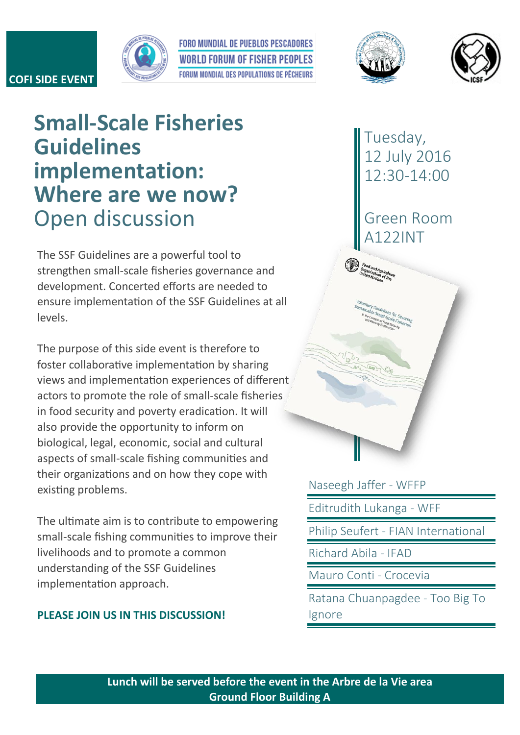COFI SIDE EVENT

FORO MUNDIAL DE PUEBLOS PESCADORES
WORLD FORUM OF FISHER PEOPLES
FORUM MONDIAL DES POPULATIONS DE PÊCHEURS

# Small-Scale Fisheries Guidelines implementation: Where are we now?

## Open discussion

Tuesday,
12 July 2016
12:30-14:00

Green Room
A122INT

The SSF Guidelines are a powerful tool to strengthen small-scale fisheries governance and development. Concerted efforts are needed to ensure implementation of the SSF Guidelines at all levels.

The purpose of this side event is therefore to foster collaborative implementation by sharing views and implementation experiences of different actors to promote the role of small-scale fisheries in food security and poverty eradication. It will also provide the opportunity to inform on biological, legal, economic, social and cultural aspects of small-scale fishing communities and their organizations and on how they cope with existing problems.

The ultimate aim is to contribute to empowering small-scale fishing communities to improve their livelihoods and to promote a common understanding of the SSF Guidelines implementation approach.

**PLEASE JOIN US IN THIS DISCUSSION!**

- Naseegh Jaffer - WFFP
- Editrudith Lukanga - WFF
- Philip Seufert - FIAN International
- Richard Abila - IFAD
- Mauro Conti - Crocevia
- Ratana Chuanpagdee - Too Big To Ignore

**Lunch will be served before the event in the Arbre de la Vie area**
**Ground Floor Building A**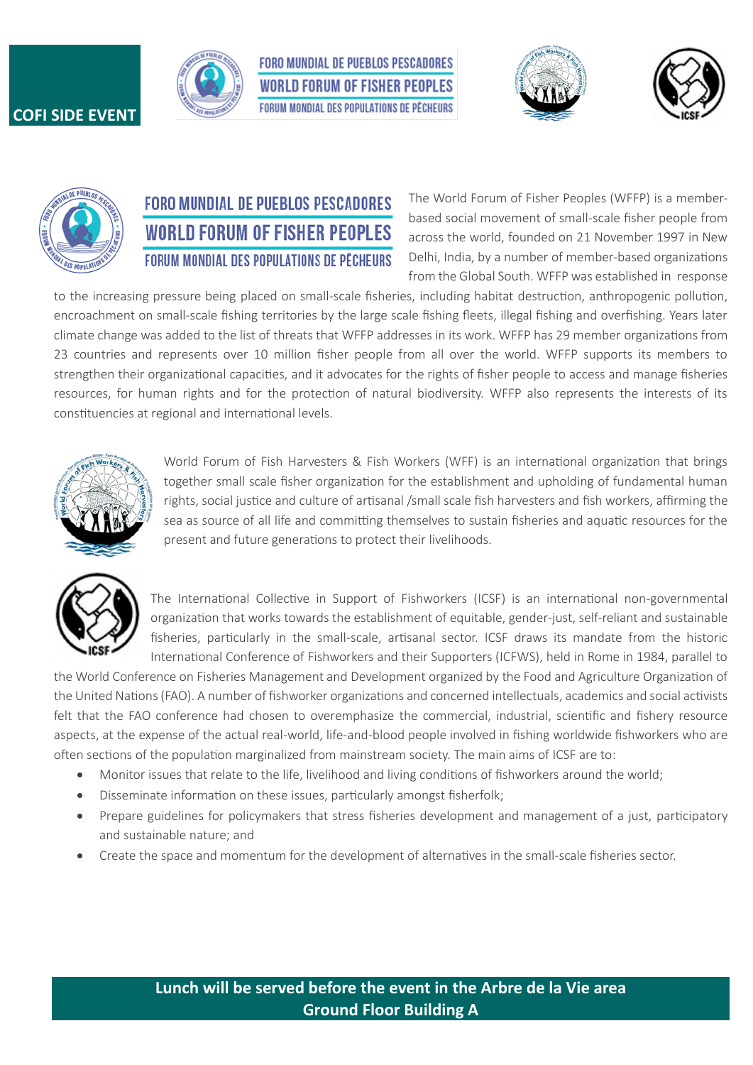**COFI SIDE EVENT**

FORO MUNDIAL DE PUEBLOS PESCADORES
WORLD FORUM OF FISHER PEOPLES
FORUM MONDIAL DES POPULATIONS DE PÊCHEURS

FORO MUNDIAL DE PUEBLOS PESCADORES
WORLD FORUM OF FISHER PEOPLES
FORUM MONDIAL DES POPULATIONS DE PÊCHEURS

The World Forum of Fisher Peoples (WFFP) is a member-based social movement of small-scale fisher people from across the world, founded on 21 November 1997 in New Delhi, India, by a number of member-based organizations from the Global South. WFFP was established in response to the increasing pressure being placed on small-scale fisheries, including habitat destruction, anthropogenic pollution, encroachment on small-scale fishing territories by the large scale fishing fleets, illegal fishing and overfishing. Years later climate change was added to the list of threats that WFFP addresses in its work. WFFP has 29 member organizations from 23 countries and represents over 10 million fisher people from all over the world. WFFP supports its members to strengthen their organizational capacities, and it advocates for the rights of fisher people to access and manage fisheries resources, for human rights and for the protection of natural biodiversity. WFFP also represents the interests of its constituencies at regional and international levels.

World Forum of Fish Harvesters & Fish Workers (WFF) is an international organization that brings together small scale fisher organization for the establishment and upholding of fundamental human rights, social justice and culture of artisanal /small scale fish harvesters and fish workers, affirming the sea as source of all life and committing themselves to sustain fisheries and aquatic resources for the present and future generations to protect their livelihoods.

The International Collective in Support of Fishworkers (ICSF) is an international non-governmental organization that works towards the establishment of equitable, gender-just, self-reliant and sustainable fisheries, particularly in the small-scale, artisanal sector. ICSF draws its mandate from the historic International Conference of Fishworkers and their Supporters (ICFWS), held in Rome in 1984, parallel to the World Conference on Fisheries Management and Development organized by the Food and Agriculture Organization of the United Nations (FAO). A number of fishworker organizations and concerned intellectuals, academics and social activists felt that the FAO conference had chosen to overemphasize the commercial, industrial, scientific and fishery resource aspects, at the expense of the actual real-world, life-and-blood people involved in fishing worldwide fishworkers who are often sections of the population marginalized from mainstream society. The main aims of ICSF are to:

- Monitor issues that relate to the life, livelihood and living conditions of fishworkers around the world;
- Disseminate information on these issues, particularly amongst fisherfolk;
- Prepare guidelines for policymakers that stress fisheries development and management of a just, participatory and sustainable nature; and
- Create the space and momentum for the development of alternatives in the small-scale fisheries sector.

**Lunch will be served before the event in the Arbre de la Vie area**
**Ground Floor Building A**